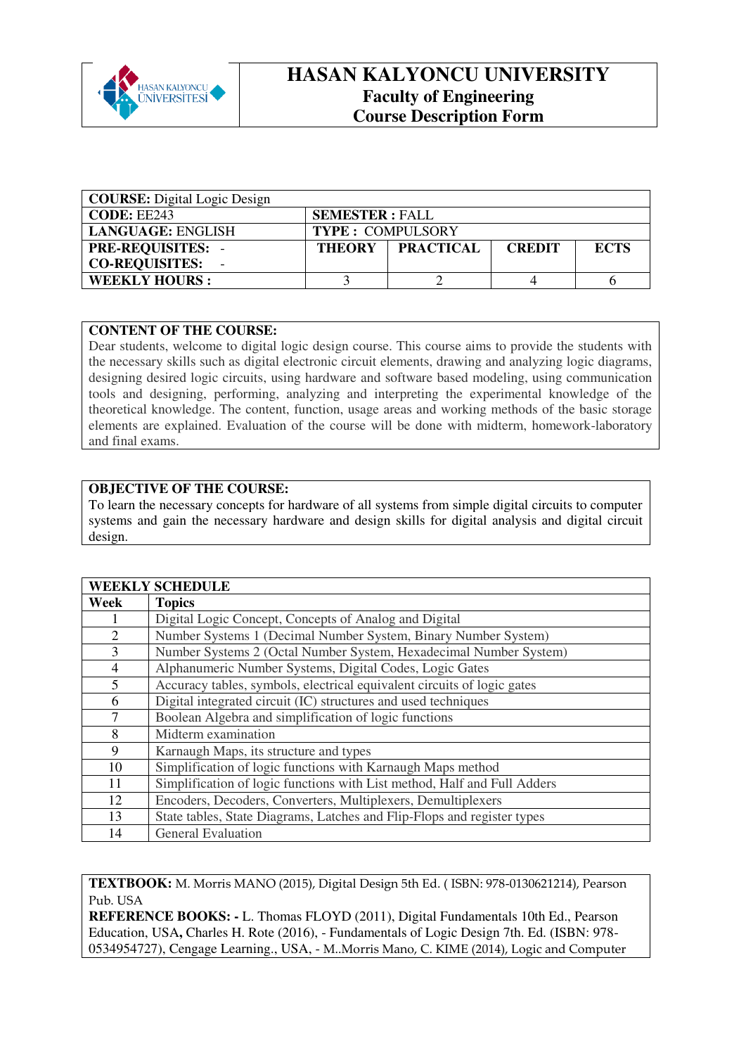# HASAN KALYONCU UNIVERSITY
## Faculty of Engineering
## Course Description Form

| **COURSE:** Digital Logic Design | | | | |
|---|---|---|---|---|
| **CODE:** EE243 | **SEMESTER :** FALL | | | |
| **LANGUAGE:** ENGLISH | **TYPE :** COMPULSORY | | | |
| **PRE-REQUISITES:** - <br> **CO-REQUISITES:** - | **THEORY** | **PRACTICAL** | **CREDIT** | **ECTS** |
| **WEEKLY HOURS :** | 3 | 2 | 4 | 6 |

**CONTENT OF THE COURSE:**

Dear students, welcome to digital logic design course. This course aims to provide the students with the necessary skills such as digital electronic circuit elements, drawing and analyzing logic diagrams, designing desired logic circuits, using hardware and software based modeling, using communication tools and designing, performing, analyzing and interpreting the experimental knowledge of the theoretical knowledge. The content, function, usage areas and working methods of the basic storage elements are explained. Evaluation of the course will be done with midterm, homework-laboratory and final exams.

**OBJECTIVE OF THE COURSE:**

To learn the necessary concepts for hardware of all systems from simple digital circuits to computer systems and gain the necessary hardware and design skills for digital analysis and digital circuit design.

**WEEKLY SCHEDULE**

| Week | Topics |
|---|---|
| 1 | Digital Logic Concept, Concepts of Analog and Digital |
| 2 | Number Systems 1 (Decimal Number System, Binary Number System) |
| 3 | Number Systems 2 (Octal Number System, Hexadecimal Number System) |
| 4 | Alphanumeric Number Systems, Digital Codes, Logic Gates |
| 5 | Accuracy tables, symbols, electrical equivalent circuits of logic gates |
| 6 | Digital integrated circuit (IC) structures and used techniques |
| 7 | Boolean Algebra and simplification of logic functions |
| 8 | Midterm examination |
| 9 | Karnaugh Maps, its structure and types |
| 10 | Simplification of logic functions with Karnaugh Maps method |
| 11 | Simplification of logic functions with List method, Half and Full Adders |
| 12 | Encoders, Decoders, Converters, Multiplexers, Demultiplexers |
| 13 | State tables, State Diagrams, Latches and Flip-Flops and register types |
| 14 | General Evaluation |

**TEXTBOOK:** M. Morris MANO (2015), Digital Design 5th Ed. ( ISBN: 978-0130621214), Pearson Pub. USA

**REFERENCE BOOKS: -** L. Thomas FLOYD (2011), Digital Fundamentals 10th Ed., Pearson Education, USA**,** Charles H. Rote (2016), - Fundamentals of Logic Design 7th. Ed. (ISBN: 978-0534954727), Cengage Learning., USA, - M..Morris Mano, C. KIME (2014), Logic and Computer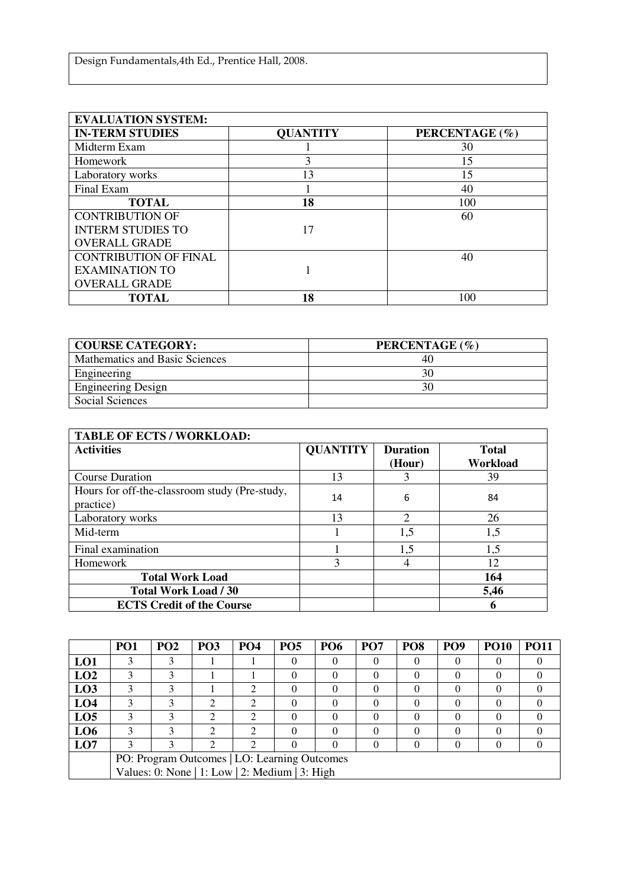Design Fundamentals,4th Ed., Prentice Hall, 2008.

| EVALUATION SYSTEM: | | |
|---|---|---|
| **IN-TERM STUDIES** | **QUANTITY** | **PERCENTAGE (%)** |
| Midterm Exam | 1 | 30 |
| Homework | 3 | 15 |
| Laboratory works | 13 | 15 |
| Final Exam | 1 | 40 |
| **TOTAL** | **18** | 100 |
| CONTRIBUTION OF INTERM STUDIES TO OVERALL GRADE | 17 | 60 |
| CONTRIBUTION OF FINAL EXAMINATION TO OVERALL GRADE | 1 | 40 |
| **TOTAL** | **18** | 100 |

| **COURSE CATEGORY:** | **PERCENTAGE (%)** |
|---|---|
| Mathematics and Basic Sciences | 40 |
| Engineering | 30 |
| Engineering Design | 30 |
| Social Sciences | |

| TABLE OF ECTS / WORKLOAD: | | | |
|---|---|---|---|
| **Activities** | **QUANTITY** | **Duration (Hour)** | **Total Workload** |
| Course Duration | 13 | 3 | 39 |
| Hours for off-the-classroom study (Pre-study, practice) | 14 | 6 | 84 |
| Laboratory works | 13 | 2 | 26 |
| Mid-term | 1 | 1,5 | 1,5 |
| Final examination | 1 | 1,5 | 1,5 |
| Homework | 3 | 4 | 12 |
| **Total Work Load** | | | **164** |
| **Total Work Load / 30** | | | **5,46** |
| **ECTS Credit of the Course** | | | **6** |

| | PO1 | PO2 | PO3 | PO4 | PO5 | PO6 | PO7 | PO8 | PO9 | PO10 | PO11 |
|---|---|---|---|---|---|---|---|---|---|---|---|
| **LO1** | 3 | 3 | 1 | 1 | 0 | 0 | 0 | 0 | 0 | 0 | 0 |
| **LO2** | 3 | 3 | 1 | 1 | 0 | 0 | 0 | 0 | 0 | 0 | 0 |
| **LO3** | 3 | 3 | 1 | 2 | 0 | 0 | 0 | 0 | 0 | 0 | 0 |
| **LO4** | 3 | 3 | 2 | 2 | 0 | 0 | 0 | 0 | 0 | 0 | 0 |
| **LO5** | 3 | 3 | 2 | 2 | 0 | 0 | 0 | 0 | 0 | 0 | 0 |
| **LO6** | 3 | 3 | 2 | 2 | 0 | 0 | 0 | 0 | 0 | 0 | 0 |
| **LO7** | 3 | 3 | 2 | 2 | 0 | 0 | 0 | 0 | 0 | 0 | 0 |
| | PO: Program Outcomes \| LO: Learning Outcomes<br>Values: 0: None \| 1: Low \| 2: Medium \| 3: High | | | | | | | | | | |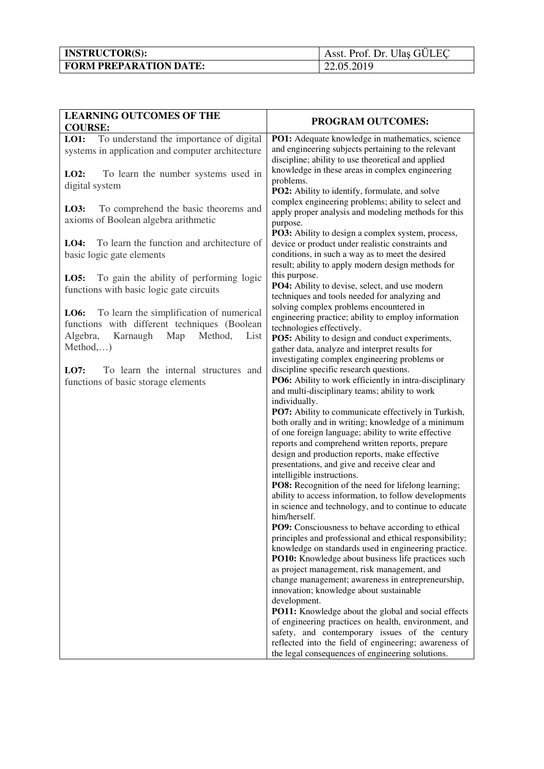| | |
|---|---|
| **INSTRUCTOR(S):** | Asst. Prof. Dr. Ulaş GÜLEÇ |
| **FORM PREPARATION DATE:** | 22.05.2019 |

| **LEARNING OUTCOMES OF THE COURSE:** | **PROGRAM OUTCOMES:** |
|---|---|
| **LO1:** To understand the importance of digital systems in application and computer architecture<br><br>**LO2:** To learn the number systems used in digital system<br><br>**LO3:** To comprehend the basic theorems and axioms of Boolean algebra arithmetic<br><br>**LO4:** To learn the function and architecture of basic logic gate elements<br><br>**LO5:** To gain the ability of performing logic functions with basic logic gate circuits<br><br>**LO6:** To learn the simplification of numerical functions with different techniques (Boolean Algebra, Karnaugh Map Method, List Method,…)<br><br>**LO7:** To learn the internal structures and functions of basic storage elements | **PO1:** Adequate knowledge in mathematics, science and engineering subjects pertaining to the relevant discipline; ability to use theoretical and applied knowledge in these areas in complex engineering problems.<br>**PO2:** Ability to identify, formulate, and solve complex engineering problems; ability to select and apply proper analysis and modeling methods for this purpose.<br>**PO3:** Ability to design a complex system, process, device or product under realistic constraints and conditions, in such a way as to meet the desired result; ability to apply modern design methods for this purpose.<br>**PO4:** Ability to devise, select, and use modern techniques and tools needed for analyzing and solving complex problems encountered in engineering practice; ability to employ information technologies effectively.<br>**PO5:** Ability to design and conduct experiments, gather data, analyze and interpret results for investigating complex engineering problems or discipline specific research questions.<br>**PO6:** Ability to work efficiently in intra-disciplinary and multi-disciplinary teams; ability to work individually.<br>**PO7:** Ability to communicate effectively in Turkish, both orally and in writing; knowledge of a minimum of one foreign language; ability to write effective reports and comprehend written reports, prepare design and production reports, make effective presentations, and give and receive clear and intelligible instructions.<br>**PO8:** Recognition of the need for lifelong learning; ability to access information, to follow developments in science and technology, and to continue to educate him/herself.<br>**PO9:** Consciousness to behave according to ethical principles and professional and ethical responsibility; knowledge on standards used in engineering practice.<br>**PO10:** Knowledge about business life practices such as project management, risk management, and change management; awareness in entrepreneurship, innovation; knowledge about sustainable development.<br>**PO11:** Knowledge about the global and social effects of engineering practices on health, environment, and safety, and contemporary issues of the century reflected into the field of engineering; awareness of the legal consequences of engineering solutions. |